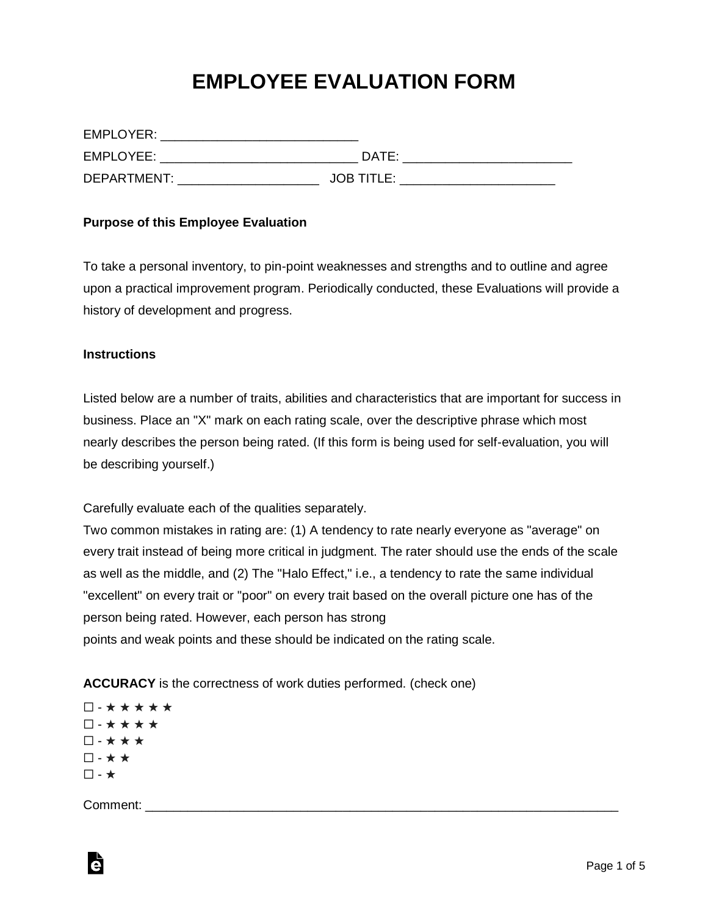# EMPLOYEE EVALUATION FORM

EMPLOYER: ____________________________

EMPLOYEE: ____________________________ DATE: ________________________

DEPARTMENT: ____________________ JOB TITLE: ______________________

**Purpose of this Employee Evaluation**

To take a personal inventory, to pin-point weaknesses and strengths and to outline and agree upon a practical improvement program. Periodically conducted, these Evaluations will provide a history of development and progress.

**Instructions**

Listed below are a number of traits, abilities and characteristics that are important for success in business. Place an "X" mark on each rating scale, over the descriptive phrase which most nearly describes the person being rated. (If this form is being used for self-evaluation, you will be describing yourself.)

Carefully evaluate each of the qualities separately.
Two common mistakes in rating are: (1) A tendency to rate nearly everyone as "average" on every trait instead of being more critical in judgment. The rater should use the ends of the scale as well as the middle, and (2) The "Halo Effect," i.e., a tendency to rate the same individual "excellent" on every trait or "poor" on every trait based on the overall picture one has of the person being rated. However, each person has strong
points and weak points and these should be indicated on the rating scale.

**ACCURACY** is the correctness of work duties performed. (check one)

☐ - ★ ★ ★ ★ ★
☐ - ★ ★ ★ ★
☐ - ★ ★ ★
☐ - ★ ★
☐ - ★

Comment: ______________________________________________________________________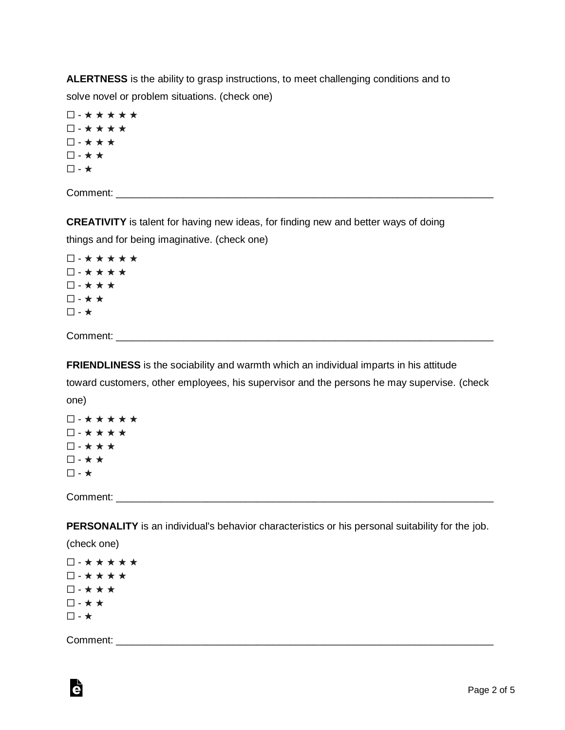**ALERTNESS** is the ability to grasp instructions, to meet challenging conditions and to solve novel or problem situations. (check one)

☐ - ★ ★ ★ ★ ★
☐ - ★ ★ ★ ★
☐ - ★ ★ ★
☐ - ★ ★
☐ - ★

Comment: ___________________________________________________________________

**CREATIVITY** is talent for having new ideas, for finding new and better ways of doing things and for being imaginative. (check one)

☐ - ★ ★ ★ ★ ★
☐ - ★ ★ ★ ★
☐ - ★ ★ ★
☐ - ★ ★
☐ - ★

Comment: ___________________________________________________________________

**FRIENDLINESS** is the sociability and warmth which an individual imparts in his attitude toward customers, other employees, his supervisor and the persons he may supervise. (check one)

☐ - ★ ★ ★ ★ ★
☐ - ★ ★ ★ ★
☐ - ★ ★ ★
☐ - ★ ★
☐ - ★

Comment: ___________________________________________________________________

**PERSONALITY** is an individual's behavior characteristics or his personal suitability for the job. (check one)

☐ - ★ ★ ★ ★ ★
☐ - ★ ★ ★ ★
☐ - ★ ★ ★
☐ - ★ ★
☐ - ★

Comment: ___________________________________________________________________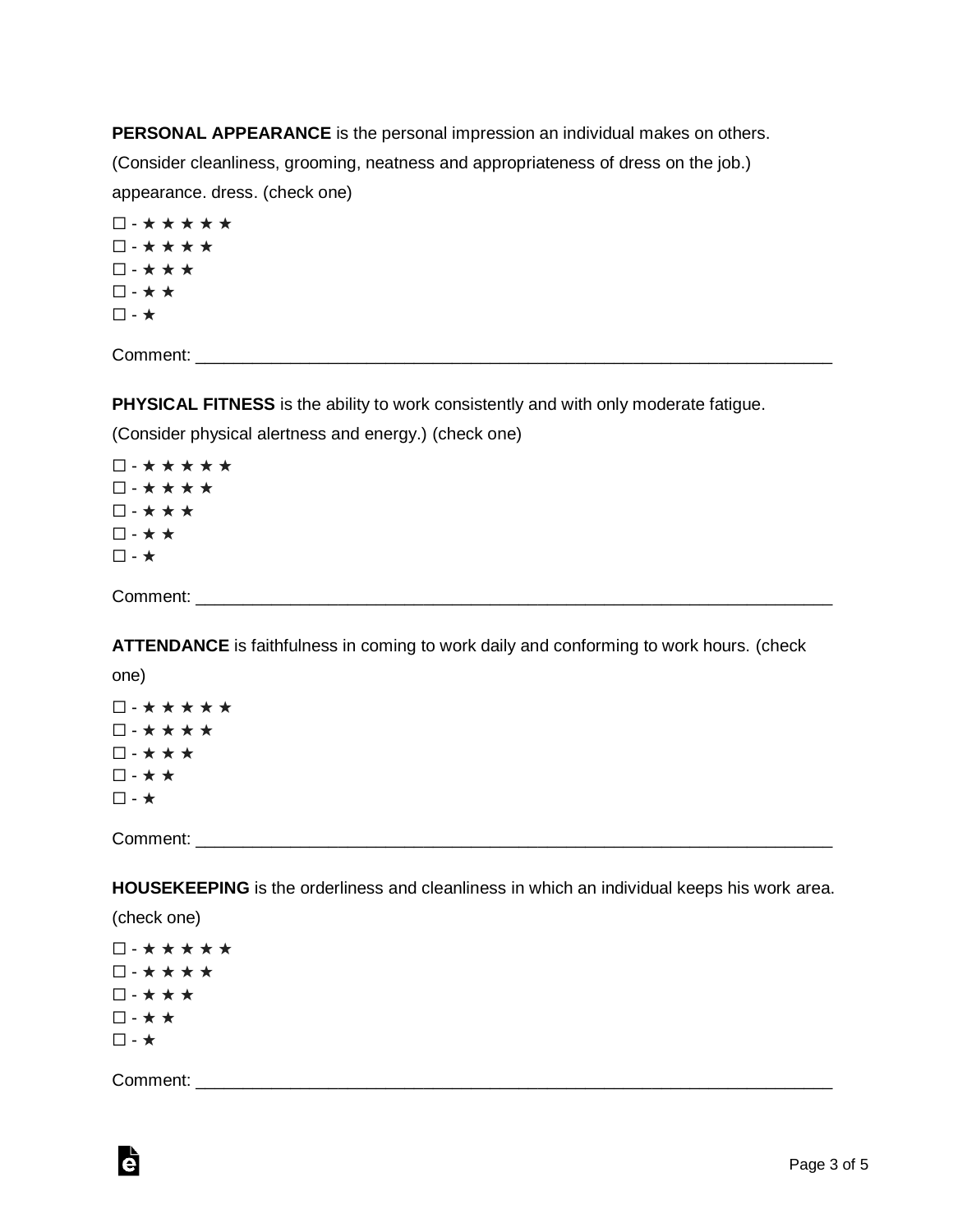**PERSONAL APPEARANCE** is the personal impression an individual makes on others. (Consider cleanliness, grooming, neatness and appropriateness of dress on the job.) appearance. dress. (check one)

☐ - ★ ★ ★ ★ ★
☐ - ★ ★ ★ ★
☐ - ★ ★ ★
☐ - ★ ★
☐ - ★

Comment: ___________________________________________________________________

**PHYSICAL FITNESS** is the ability to work consistently and with only moderate fatigue. (Consider physical alertness and energy.) (check one)

☐ - ★ ★ ★ ★ ★
☐ - ★ ★ ★ ★
☐ - ★ ★ ★
☐ - ★ ★
☐ - ★

Comment: ___________________________________________________________________

**ATTENDANCE** is faithfulness in coming to work daily and conforming to work hours. (check one)

☐ - ★ ★ ★ ★ ★
☐ - ★ ★ ★ ★
☐ - ★ ★ ★
☐ - ★ ★
☐ - ★

Comment: ___________________________________________________________________

**HOUSEKEEPING** is the orderliness and cleanliness in which an individual keeps his work area. (check one)

☐ - ★ ★ ★ ★ ★
☐ - ★ ★ ★ ★
☐ - ★ ★ ★
☐ - ★ ★
☐ - ★

Comment: ___________________________________________________________________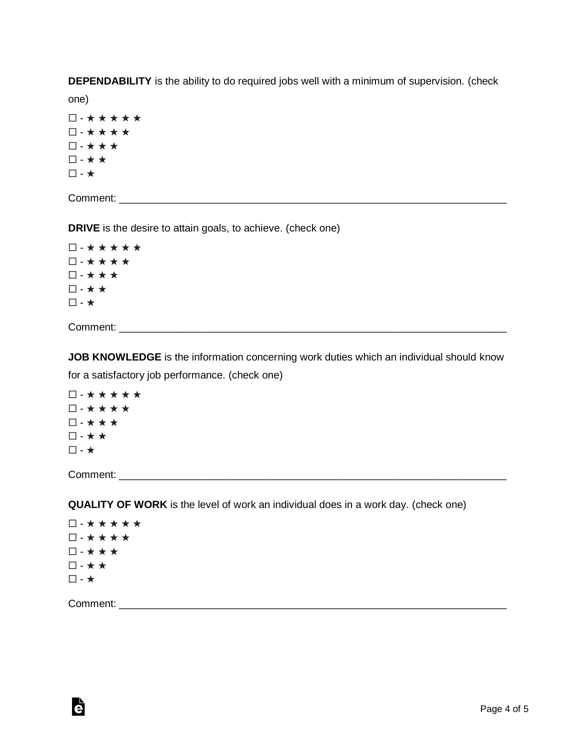**DEPENDABILITY** is the ability to do required jobs well with a minimum of supervision. (check one)

☐ - ★ ★ ★ ★ ★
☐ - ★ ★ ★ ★
☐ - ★ ★ ★
☐ - ★ ★
☐ - ★

Comment: ______________________________________________________________________

**DRIVE** is the desire to attain goals, to achieve. (check one)

☐ - ★ ★ ★ ★ ★
☐ - ★ ★ ★ ★
☐ - ★ ★ ★
☐ - ★ ★
☐ - ★

Comment: ______________________________________________________________________

**JOB KNOWLEDGE** is the information concerning work duties which an individual should know for a satisfactory job performance. (check one)

☐ - ★ ★ ★ ★ ★
☐ - ★ ★ ★ ★
☐ - ★ ★ ★
☐ - ★ ★
☐ - ★

Comment: ______________________________________________________________________

**QUALITY OF WORK** is the level of work an individual does in a work day. (check one)

☐ - ★ ★ ★ ★ ★
☐ - ★ ★ ★ ★
☐ - ★ ★ ★
☐ - ★ ★
☐ - ★

Comment: ______________________________________________________________________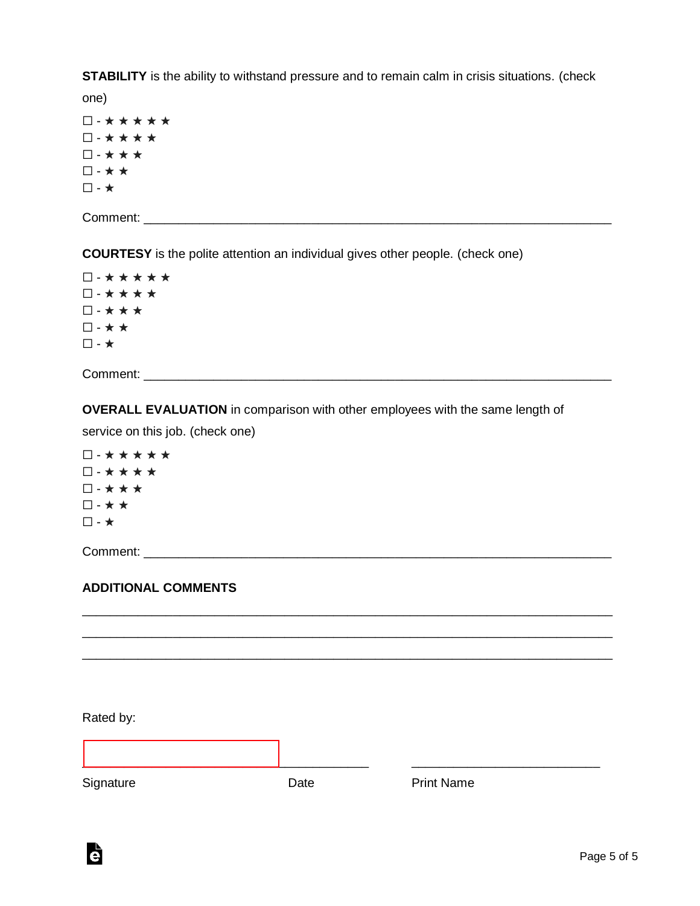**STABILITY** is the ability to withstand pressure and to remain calm in crisis situations. (check one)

☐ - ★ ★ ★ ★ ★
☐ - ★ ★ ★ ★
☐ - ★ ★ ★
☐ - ★ ★
☐ - ★

Comment: ___________________________________________________________________

**COURTESY** is the polite attention an individual gives other people. (check one)

☐ - ★ ★ ★ ★ ★
☐ - ★ ★ ★ ★
☐ - ★ ★ ★
☐ - ★ ★
☐ - ★

Comment: ___________________________________________________________________

**OVERALL EVALUATION** in comparison with other employees with the same length of service on this job. (check one)

☐ - ★ ★ ★ ★ ★
☐ - ★ ★ ★ ★
☐ - ★ ★ ★
☐ - ★ ★
☐ - ★

Comment: ___________________________________________________________________

**ADDITIONAL COMMENTS**

_____________________________________________________________________________
_____________________________________________________________________________
_____________________________________________________________________________

Rated by:

______________________________ ____________ __________________________
Signature Date Print Name